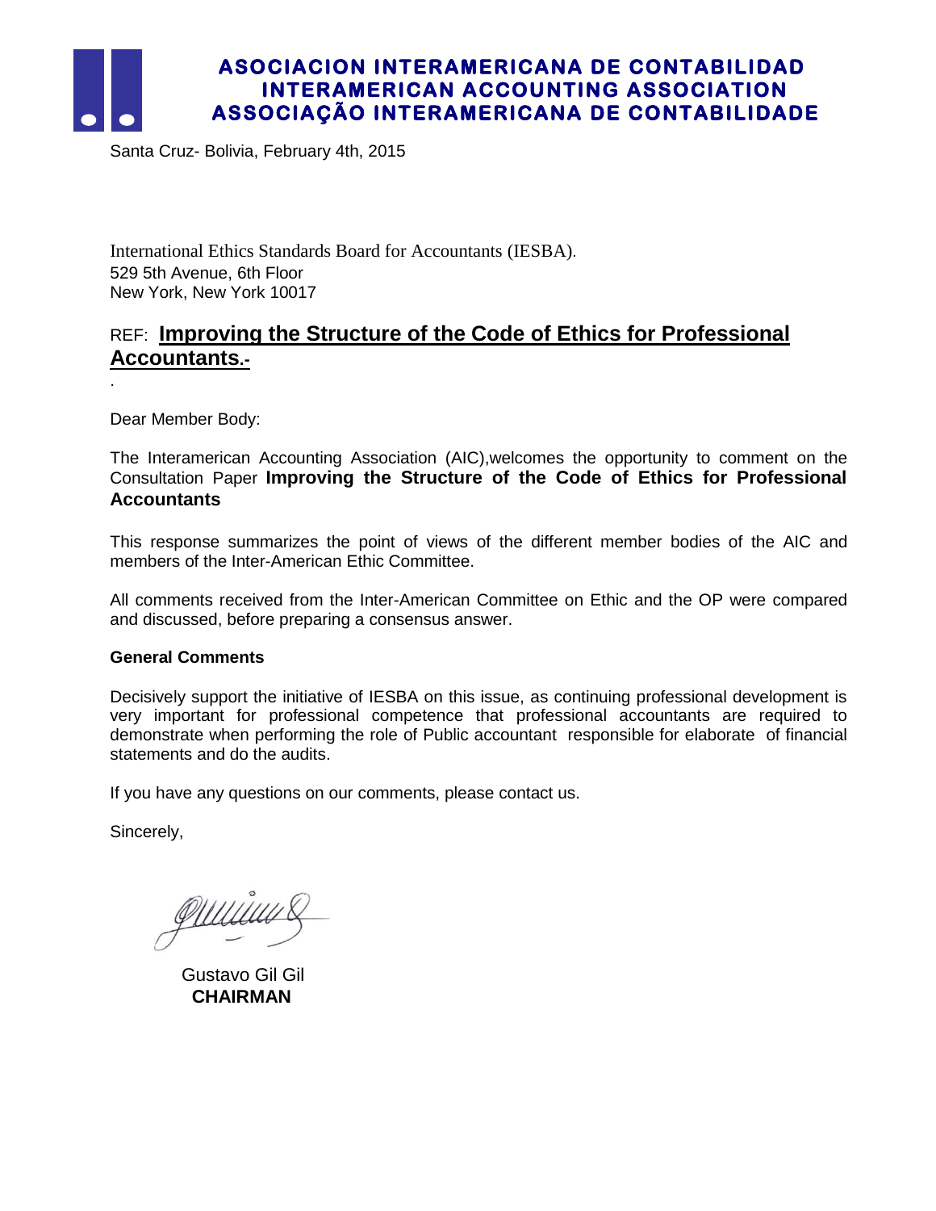**ASOCIACION INTERAMERICANA DE CONTABILIDAD**
**INTERAMERICAN ACCOUNTING ASSOCIATION**
**ASSOCIAÇÃO INTERAMERICANA DE CONTABILIDADE**

Santa Cruz- Bolivia, February 4th, 2015

International Ethics Standards Board for Accountants (IESBA).
529 5th Avenue, 6th Floor
New York, New York 10017

REF: **Improving the Structure of the Code of Ethics for Professional Accountants.-**

.

Dear Member Body:

The Interamerican Accounting Association (AIC),welcomes the opportunity to comment on the Consultation Paper **Improving the Structure of the Code of Ethics for Professional Accountants**

This response summarizes the point of views of the different member bodies of the AIC and members of the Inter-American Ethic Committee.

All comments received from the Inter-American Committee on Ethic and the OP were compared and discussed, before preparing a consensus answer.

**General Comments**

Decisively support the initiative of IESBA on this issue, as continuing professional development is very important for professional competence that professional accountants are required to demonstrate when performing the role of Public accountant responsible for elaborate of financial statements and do the audits.

If you have any questions on our comments, please contact us.

Sincerely,

Gustavo Gil Gil
**CHAIRMAN**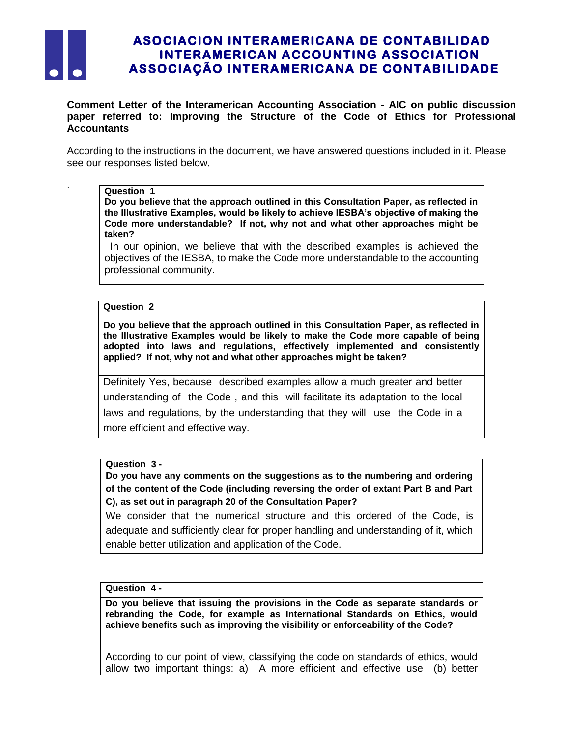# ASOCIACION INTERAMERICANA DE CONTABILIDAD
# INTERAMERICAN ACCOUNTING ASSOCIATION
# ASSOCIAÇÃO INTERAMERICANA DE CONTABILIDADE

**Comment Letter of the Interamerican Accounting Association - AIC on public discussion paper referred to: Improving the Structure of the Code of Ethics for Professional Accountants**

According to the instructions in the document, we have answered questions included in it. Please see our responses listed below.

.

**Question 1**

**Do you believe that the approach outlined in this Consultation Paper, as reflected in the Illustrative Examples, would be likely to achieve IESBA's objective of making the Code more understandable? If not, why not and what other approaches might be taken?**

In our opinion, we believe that with the described examples is achieved the objectives of the IESBA, to make the Code more understandable to the accounting professional community.

**Question 2**

**Do you believe that the approach outlined in this Consultation Paper, as reflected in the Illustrative Examples would be likely to make the Code more capable of being adopted into laws and regulations, effectively implemented and consistently applied? If not, why not and what other approaches might be taken?**

Definitely Yes, because described examples allow a much greater and better understanding of the Code , and this will facilitate its adaptation to the local laws and regulations, by the understanding that they will use the Code in a more efficient and effective way.

**Question 3 -**

**Do you have any comments on the suggestions as to the numbering and ordering of the content of the Code (including reversing the order of extant Part B and Part C), as set out in paragraph 20 of the Consultation Paper?**

We consider that the numerical structure and this ordered of the Code, is adequate and sufficiently clear for proper handling and understanding of it, which enable better utilization and application of the Code.

**Question 4 -**

**Do you believe that issuing the provisions in the Code as separate standards or rebranding the Code, for example as International Standards on Ethics, would achieve benefits such as improving the visibility or enforceability of the Code?**

According to our point of view, classifying the code on standards of ethics, would allow two important things: a) A more efficient and effective use (b) better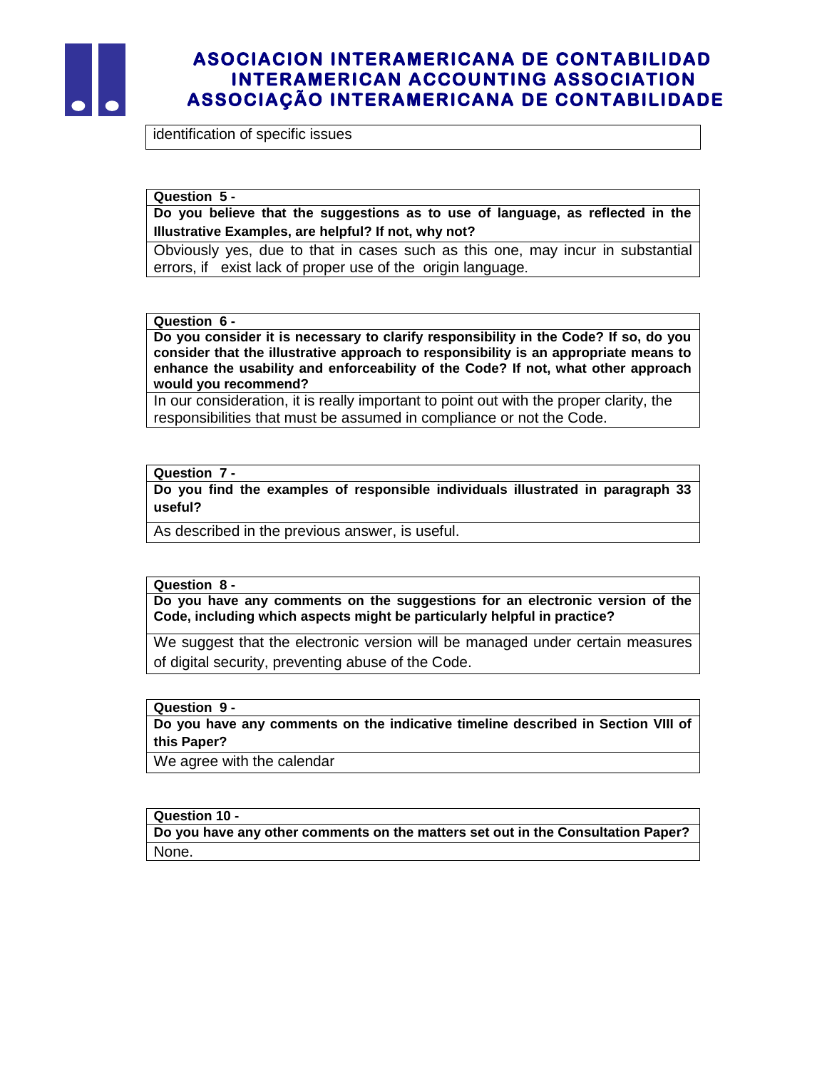identification of specific issues

**Question 5 -**

**Do you believe that the suggestions as to use of language, as reflected in the Illustrative Examples, are helpful? If not, why not?**

Obviously yes, due to that in cases such as this one, may incur in substantial errors, if exist lack of proper use of the origin language.

**Question 6 -**

**Do you consider it is necessary to clarify responsibility in the Code? If so, do you consider that the illustrative approach to responsibility is an appropriate means to enhance the usability and enforceability of the Code? If not, what other approach would you recommend?**

In our consideration, it is really important to point out with the proper clarity, the responsibilities that must be assumed in compliance or not the Code.

**Question 7 -**

**Do you find the examples of responsible individuals illustrated in paragraph 33 useful?**

As described in the previous answer, is useful.

**Question 8 -**

**Do you have any comments on the suggestions for an electronic version of the Code, including which aspects might be particularly helpful in practice?**

We suggest that the electronic version will be managed under certain measures of digital security, preventing abuse of the Code.

**Question 9 -**

**Do you have any comments on the indicative timeline described in Section VIII of this Paper?**

We agree with the calendar

**Question 10 -**

**Do you have any other comments on the matters set out in the Consultation Paper?**

None.